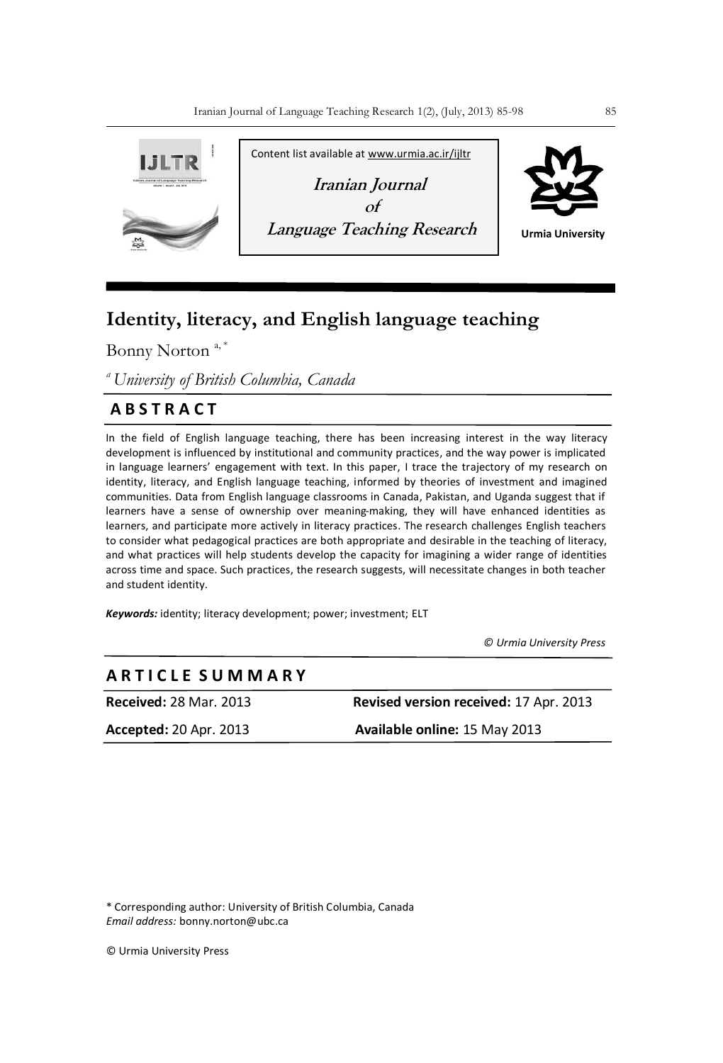Content list available at www.urmia.ac.ir/ijltr

**Iranian Journal of Language Teaching Research**

Urmia University

# Identity, literacy, and English language teaching

Bonny Norton [a,*]

[a] *University of British Columbia, Canada*

## ABSTRACT

In the field of English language teaching, there has been increasing interest in the way literacy development is influenced by institutional and community practices, and the way power is implicated in language learners' engagement with text. In this paper, I trace the trajectory of my research on identity, literacy, and English language teaching, informed by theories of investment and imagined communities. Data from English language classrooms in Canada, Pakistan, and Uganda suggest that if learners have a sense of ownership over meaning-making, they will have enhanced identities as learners, and participate more actively in literacy practices. The research challenges English teachers to consider what pedagogical practices are both appropriate and desirable in the teaching of literacy, and what practices will help students develop the capacity for imagining a wider range of identities across time and space. Such practices, the research suggests, will necessitate changes in both teacher and student identity.

***Keywords:*** identity; literacy development; power; investment; ELT

*© Urmia University Press*

## ARTICLE SUMMARY

**Received:** 28 Mar. 2013 **Revised version received:** 17 Apr. 2013

**Accepted:** 20 Apr. 2013 **Available online:** 15 May 2013

\* Corresponding author: University of British Columbia, Canada
*Email address:* bonny.norton@ubc.ca

© Urmia University Press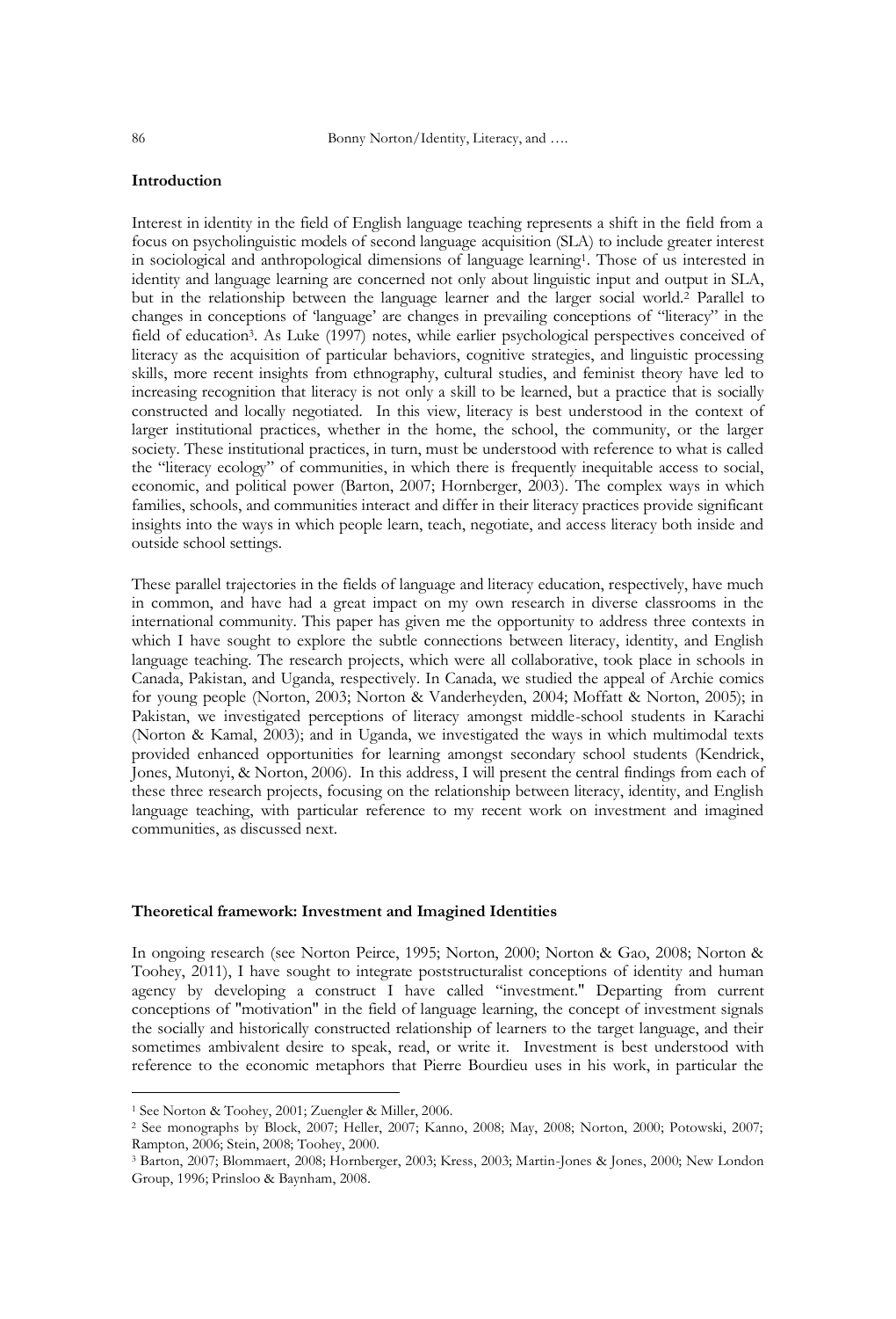## Introduction

Interest in identity in the field of English language teaching represents a shift in the field from a focus on psycholinguistic models of second language acquisition (SLA) to include greater interest in sociological and anthropological dimensions of language learning[1]. Those of us interested in identity and language learning are concerned not only about linguistic input and output in SLA, but in the relationship between the language learner and the larger social world.[2] Parallel to changes in conceptions of 'language' are changes in prevailing conceptions of "literacy" in the field of education[3]. As Luke (1997) notes, while earlier psychological perspectives conceived of literacy as the acquisition of particular behaviors, cognitive strategies, and linguistic processing skills, more recent insights from ethnography, cultural studies, and feminist theory have led to increasing recognition that literacy is not only a skill to be learned, but a practice that is socially constructed and locally negotiated. In this view, literacy is best understood in the context of larger institutional practices, whether in the home, the school, the community, or the larger society. These institutional practices, in turn, must be understood with reference to what is called the "literacy ecology" of communities, in which there is frequently inequitable access to social, economic, and political power (Barton, 2007; Hornberger, 2003). The complex ways in which families, schools, and communities interact and differ in their literacy practices provide significant insights into the ways in which people learn, teach, negotiate, and access literacy both inside and outside school settings.

These parallel trajectories in the fields of language and literacy education, respectively, have much in common, and have had a great impact on my own research in diverse classrooms in the international community. This paper has given me the opportunity to address three contexts in which I have sought to explore the subtle connections between literacy, identity, and English language teaching. The research projects, which were all collaborative, took place in schools in Canada, Pakistan, and Uganda, respectively. In Canada, we studied the appeal of Archie comics for young people (Norton, 2003; Norton & Vanderheyden, 2004; Moffatt & Norton, 2005); in Pakistan, we investigated perceptions of literacy amongst middle-school students in Karachi (Norton & Kamal, 2003); and in Uganda, we investigated the ways in which multimodal texts provided enhanced opportunities for learning amongst secondary school students (Kendrick, Jones, Mutonyi, & Norton, 2006). In this address, I will present the central findings from each of these three research projects, focusing on the relationship between literacy, identity, and English language teaching, with particular reference to my recent work on investment and imagined communities, as discussed next.

## Theoretical framework: Investment and Imagined Identities

In ongoing research (see Norton Peirce, 1995; Norton, 2000; Norton & Gao, 2008; Norton & Toohey, 2011), I have sought to integrate poststructuralist conceptions of identity and human agency by developing a construct I have called "investment." Departing from current conceptions of "motivation" in the field of language learning, the concept of investment signals the socially and historically constructed relationship of learners to the target language, and their sometimes ambivalent desire to speak, read, or write it. Investment is best understood with reference to the economic metaphors that Pierre Bourdieu uses in his work, in particular the

---

[1] See Norton & Toohey, 2001; Zuengler & Miller, 2006.

[2] See monographs by Block, 2007; Heller, 2007; Kanno, 2008; May, 2008; Norton, 2000; Potowski, 2007; Rampton, 2006; Stein, 2008; Toohey, 2000.

[3] Barton, 2007; Blommaert, 2008; Hornberger, 2003; Kress, 2003; Martin-Jones & Jones, 2000; New London Group, 1996; Prinsloo & Baynham, 2008.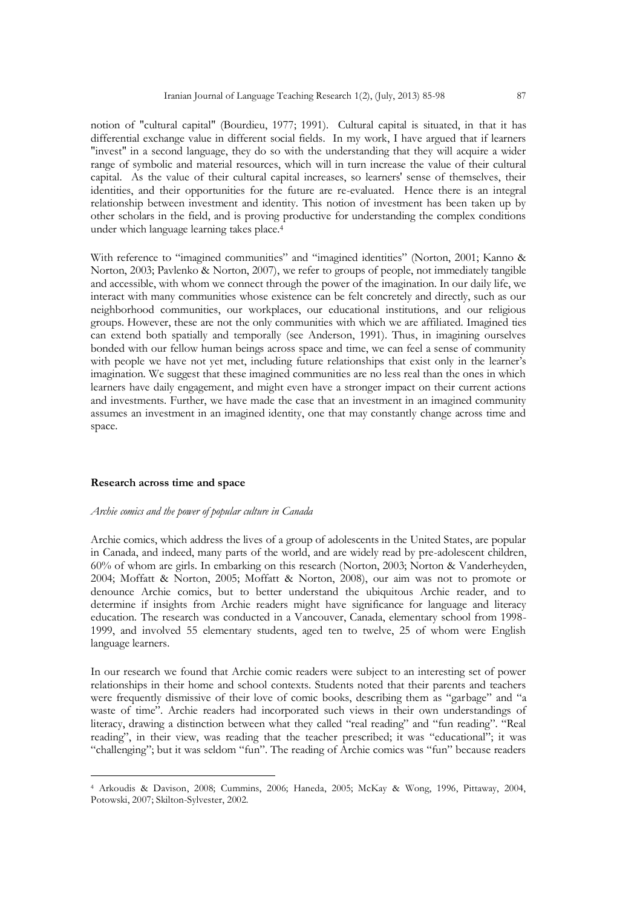notion of "cultural capital" (Bourdieu, 1977; 1991). Cultural capital is situated, in that it has differential exchange value in different social fields. In my work, I have argued that if learners "invest" in a second language, they do so with the understanding that they will acquire a wider range of symbolic and material resources, which will in turn increase the value of their cultural capital. As the value of their cultural capital increases, so learners' sense of themselves, their identities, and their opportunities for the future are re-evaluated. Hence there is an integral relationship between investment and identity. This notion of investment has been taken up by other scholars in the field, and is proving productive for understanding the complex conditions under which language learning takes place.[4]

With reference to "imagined communities" and "imagined identities" (Norton, 2001; Kanno & Norton, 2003; Pavlenko & Norton, 2007), we refer to groups of people, not immediately tangible and accessible, with whom we connect through the power of the imagination. In our daily life, we interact with many communities whose existence can be felt concretely and directly, such as our neighborhood communities, our workplaces, our educational institutions, and our religious groups. However, these are not the only communities with which we are affiliated. Imagined ties can extend both spatially and temporally (see Anderson, 1991). Thus, in imagining ourselves bonded with our fellow human beings across space and time, we can feel a sense of community with people we have not yet met, including future relationships that exist only in the learner's imagination. We suggest that these imagined communities are no less real than the ones in which learners have daily engagement, and might even have a stronger impact on their current actions and investments. Further, we have made the case that an investment in an imagined community assumes an investment in an imagined identity, one that may constantly change across time and space.

## Research across time and space

### *Archie comics and the power of popular culture in Canada*

Archie comics, which address the lives of a group of adolescents in the United States, are popular in Canada, and indeed, many parts of the world, and are widely read by pre-adolescent children, 60% of whom are girls. In embarking on this research (Norton, 2003; Norton & Vanderheyden, 2004; Moffatt & Norton, 2005; Moffatt & Norton, 2008), our aim was not to promote or denounce Archie comics, but to better understand the ubiquitous Archie reader, and to determine if insights from Archie readers might have significance for language and literacy education. The research was conducted in a Vancouver, Canada, elementary school from 1998-1999, and involved 55 elementary students, aged ten to twelve, 25 of whom were English language learners.

In our research we found that Archie comic readers were subject to an interesting set of power relationships in their home and school contexts. Students noted that their parents and teachers were frequently dismissive of their love of comic books, describing them as "garbage" and "a waste of time". Archie readers had incorporated such views in their own understandings of literacy, drawing a distinction between what they called "real reading" and "fun reading". "Real reading", in their view, was reading that the teacher prescribed; it was "educational"; it was "challenging"; but it was seldom "fun". The reading of Archie comics was "fun" because readers

---

[4] Arkoudis & Davison, 2008; Cummins, 2006; Haneda, 2005; McKay & Wong, 1996, Pittaway, 2004, Potowski, 2007; Skilton-Sylvester, 2002.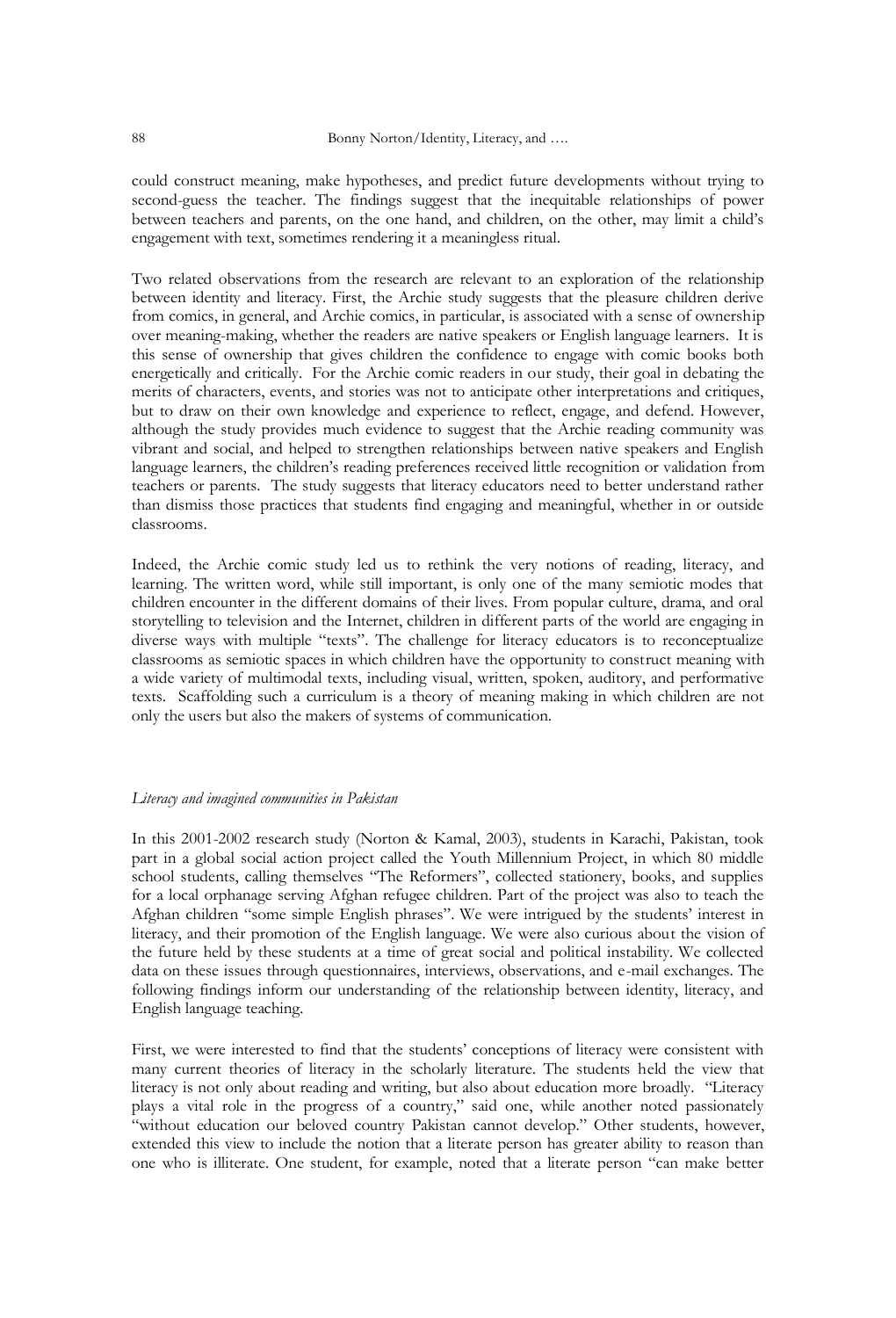could construct meaning, make hypotheses, and predict future developments without trying to second-guess the teacher. The findings suggest that the inequitable relationships of power between teachers and parents, on the one hand, and children, on the other, may limit a child's engagement with text, sometimes rendering it a meaningless ritual.

Two related observations from the research are relevant to an exploration of the relationship between identity and literacy. First, the Archie study suggests that the pleasure children derive from comics, in general, and Archie comics, in particular, is associated with a sense of ownership over meaning-making, whether the readers are native speakers or English language learners. It is this sense of ownership that gives children the confidence to engage with comic books both energetically and critically. For the Archie comic readers in our study, their goal in debating the merits of characters, events, and stories was not to anticipate other interpretations and critiques, but to draw on their own knowledge and experience to reflect, engage, and defend. However, although the study provides much evidence to suggest that the Archie reading community was vibrant and social, and helped to strengthen relationships between native speakers and English language learners, the children's reading preferences received little recognition or validation from teachers or parents. The study suggests that literacy educators need to better understand rather than dismiss those practices that students find engaging and meaningful, whether in or outside classrooms.

Indeed, the Archie comic study led us to rethink the very notions of reading, literacy, and learning. The written word, while still important, is only one of the many semiotic modes that children encounter in the different domains of their lives. From popular culture, drama, and oral storytelling to television and the Internet, children in different parts of the world are engaging in diverse ways with multiple "texts". The challenge for literacy educators is to reconceptualize classrooms as semiotic spaces in which children have the opportunity to construct meaning with a wide variety of multimodal texts, including visual, written, spoken, auditory, and performative texts. Scaffolding such a curriculum is a theory of meaning making in which children are not only the users but also the makers of systems of communication.

*Literacy and imagined communities in Pakistan*

In this 2001-2002 research study (Norton & Kamal, 2003), students in Karachi, Pakistan, took part in a global social action project called the Youth Millennium Project, in which 80 middle school students, calling themselves "The Reformers", collected stationery, books, and supplies for a local orphanage serving Afghan refugee children. Part of the project was also to teach the Afghan children "some simple English phrases". We were intrigued by the students' interest in literacy, and their promotion of the English language. We were also curious about the vision of the future held by these students at a time of great social and political instability. We collected data on these issues through questionnaires, interviews, observations, and e-mail exchanges. The following findings inform our understanding of the relationship between identity, literacy, and English language teaching.

First, we were interested to find that the students' conceptions of literacy were consistent with many current theories of literacy in the scholarly literature. The students held the view that literacy is not only about reading and writing, but also about education more broadly. "Literacy plays a vital role in the progress of a country," said one, while another noted passionately "without education our beloved country Pakistan cannot develop." Other students, however, extended this view to include the notion that a literate person has greater ability to reason than one who is illiterate. One student, for example, noted that a literate person "can make better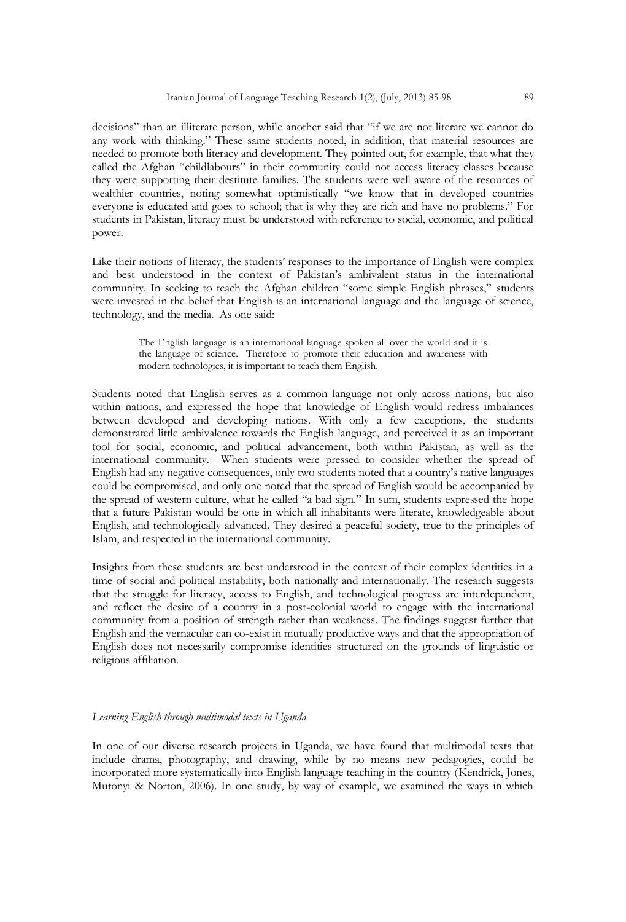decisions" than an illiterate person, while another said that "if we are not literate we cannot do any work with thinking." These same students noted, in addition, that material resources are needed to promote both literacy and development. They pointed out, for example, that what they called the Afghan "childlabours" in their community could not access literacy classes because they were supporting their destitute families. The students were well aware of the resources of wealthier countries, noting somewhat optimistically "we know that in developed countries everyone is educated and goes to school; that is why they are rich and have no problems." For students in Pakistan, literacy must be understood with reference to social, economic, and political power.

Like their notions of literacy, the students' responses to the importance of English were complex and best understood in the context of Pakistan's ambivalent status in the international community. In seeking to teach the Afghan children "some simple English phrases," students were invested in the belief that English is an international language and the language of science, technology, and the media. As one said:

> The English language is an international language spoken all over the world and it is the language of science. Therefore to promote their education and awareness with modern technologies, it is important to teach them English.

Students noted that English serves as a common language not only across nations, but also within nations, and expressed the hope that knowledge of English would redress imbalances between developed and developing nations. With only a few exceptions, the students demonstrated little ambivalence towards the English language, and perceived it as an important tool for social, economic, and political advancement, both within Pakistan, as well as the international community. When students were pressed to consider whether the spread of English had any negative consequences, only two students noted that a country's native languages could be compromised, and only one noted that the spread of English would be accompanied by the spread of western culture, what he called "a bad sign." In sum, students expressed the hope that a future Pakistan would be one in which all inhabitants were literate, knowledgeable about English, and technologically advanced. They desired a peaceful society, true to the principles of Islam, and respected in the international community.

Insights from these students are best understood in the context of their complex identities in a time of social and political instability, both nationally and internationally. The research suggests that the struggle for literacy, access to English, and technological progress are interdependent, and reflect the desire of a country in a post-colonial world to engage with the international community from a position of strength rather than weakness. The findings suggest further that English and the vernacular can co-exist in mutually productive ways and that the appropriation of English does not necessarily compromise identities structured on the grounds of linguistic or religious affiliation.

*Learning English through multimodal texts in Uganda*

In one of our diverse research projects in Uganda, we have found that multimodal texts that include drama, photography, and drawing, while by no means new pedagogies, could be incorporated more systematically into English language teaching in the country (Kendrick, Jones, Mutonyi & Norton, 2006). In one study, by way of example, we examined the ways in which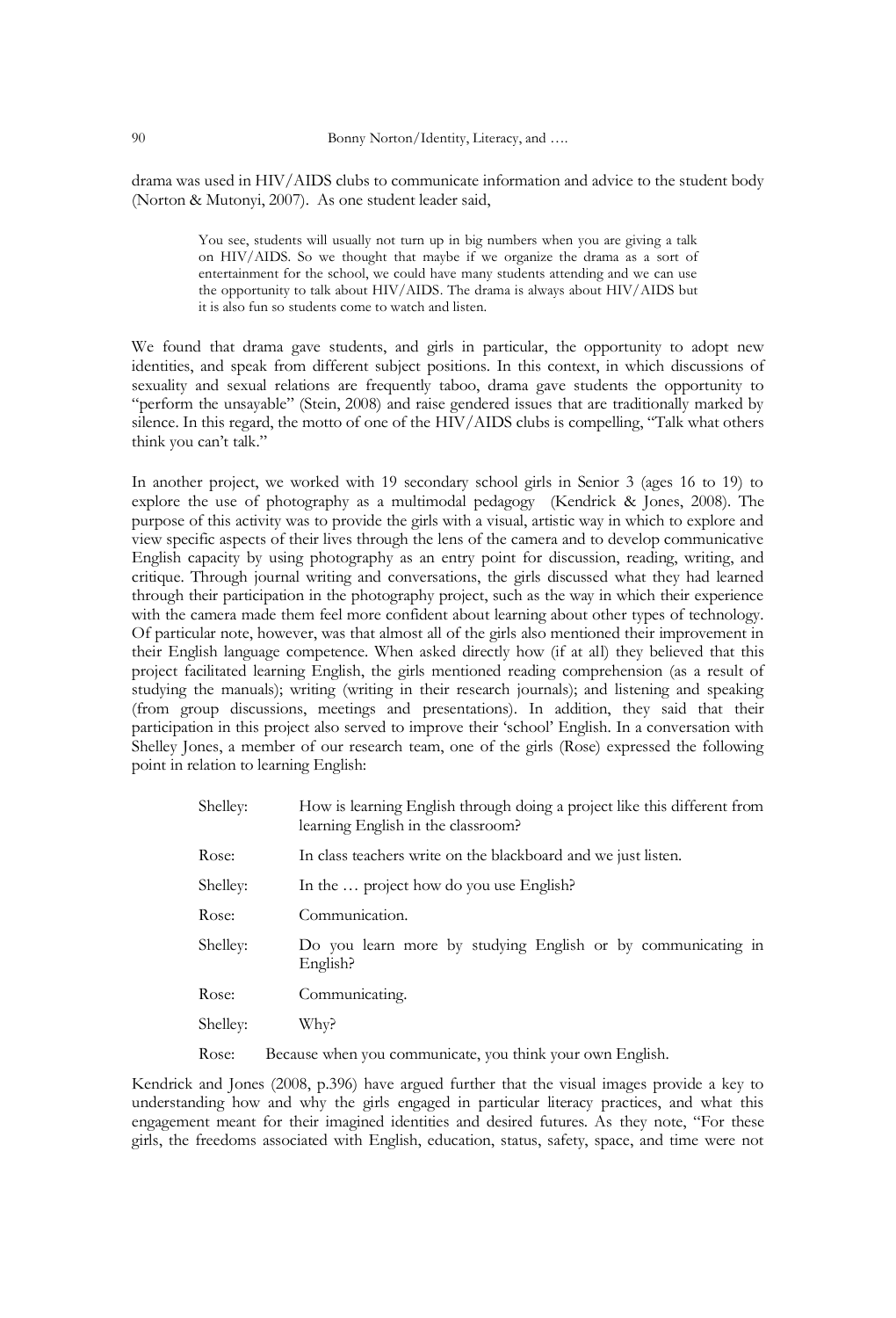drama was used in HIV/AIDS clubs to communicate information and advice to the student body (Norton & Mutonyi, 2007). As one student leader said,

> You see, students will usually not turn up in big numbers when you are giving a talk on HIV/AIDS. So we thought that maybe if we organize the drama as a sort of entertainment for the school, we could have many students attending and we can use the opportunity to talk about HIV/AIDS. The drama is always about HIV/AIDS but it is also fun so students come to watch and listen.

We found that drama gave students, and girls in particular, the opportunity to adopt new identities, and speak from different subject positions. In this context, in which discussions of sexuality and sexual relations are frequently taboo, drama gave students the opportunity to "perform the unsayable" (Stein, 2008) and raise gendered issues that are traditionally marked by silence. In this regard, the motto of one of the HIV/AIDS clubs is compelling, "Talk what others think you can't talk."

In another project, we worked with 19 secondary school girls in Senior 3 (ages 16 to 19) to explore the use of photography as a multimodal pedagogy (Kendrick & Jones, 2008). The purpose of this activity was to provide the girls with a visual, artistic way in which to explore and view specific aspects of their lives through the lens of the camera and to develop communicative English capacity by using photography as an entry point for discussion, reading, writing, and critique. Through journal writing and conversations, the girls discussed what they had learned through their participation in the photography project, such as the way in which their experience with the camera made them feel more confident about learning about other types of technology. Of particular note, however, was that almost all of the girls also mentioned their improvement in their English language competence. When asked directly how (if at all) they believed that this project facilitated learning English, the girls mentioned reading comprehension (as a result of studying the manuals); writing (writing in their research journals); and listening and speaking (from group discussions, meetings and presentations). In addition, they said that their participation in this project also served to improve their 'school' English. In a conversation with Shelley Jones, a member of our research team, one of the girls (Rose) expressed the following point in relation to learning English:

> Shelley: How is learning English through doing a project like this different from learning English in the classroom?
>
> Rose: In class teachers write on the blackboard and we just listen.
>
> Shelley: In the … project how do you use English?
>
> Rose: Communication.
>
> Shelley: Do you learn more by studying English or by communicating in English?
>
> Rose: Communicating.
>
> Shelley: Why?
>
> Rose: Because when you communicate, you think your own English.

Kendrick and Jones (2008, p.396) have argued further that the visual images provide a key to understanding how and why the girls engaged in particular literacy practices, and what this engagement meant for their imagined identities and desired futures. As they note, "For these girls, the freedoms associated with English, education, status, safety, space, and time were not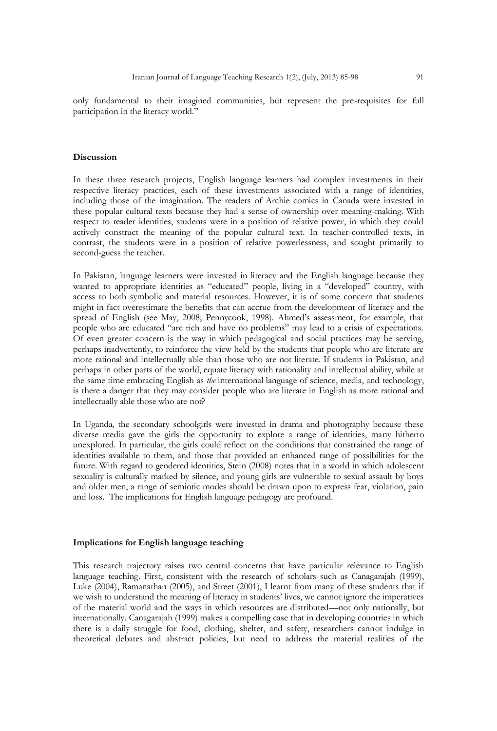only fundamental to their imagined communities, but represent the pre-requisites for full participation in the literacy world."

**Discussion**

In these three research projects, English language learners had complex investments in their respective literacy practices, each of these investments associated with a range of identities, including those of the imagination. The readers of Archie comics in Canada were invested in these popular cultural texts because they had a sense of ownership over meaning-making. With respect to reader identities, students were in a position of relative power, in which they could actively construct the meaning of the popular cultural text. In teacher-controlled texts, in contrast, the students were in a position of relative powerlessness, and sought primarily to second-guess the teacher.

In Pakistan, language learners were invested in literacy and the English language because they wanted to appropriate identities as "educated" people, living in a "developed" country, with access to both symbolic and material resources. However, it is of some concern that students might in fact overestimate the benefits that can accrue from the development of literacy and the spread of English (see May, 2008; Pennycook, 1998). Ahmed's assessment, for example, that people who are educated "are rich and have no problems" may lead to a crisis of expectations. Of even greater concern is the way in which pedagogical and social practices may be serving, perhaps inadvertently, to reinforce the view held by the students that people who are literate are more rational and intellectually able than those who are not literate. If students in Pakistan, and perhaps in other parts of the world, equate literacy with rationality and intellectual ability, while at the same time embracing English as *the* international language of science, media, and technology, is there a danger that they may consider people who are literate in English as more rational and intellectually able those who are not?

In Uganda, the secondary schoolgirls were invested in drama and photography because these diverse media gave the girls the opportunity to explore a range of identities, many hitherto unexplored. In particular, the girls could reflect on the conditions that constrained the range of identities available to them, and those that provided an enhanced range of possibilities for the future. With regard to gendered identities, Stein (2008) notes that in a world in which adolescent sexuality is culturally marked by silence, and young girls are vulnerable to sexual assault by boys and older men, a range of semiotic modes should be drawn upon to express fear, violation, pain and loss. The implications for English language pedagogy are profound.

**Implications for English language teaching**

This research trajectory raises two central concerns that have particular relevance to English language teaching. First, consistent with the research of scholars such as Canagarajah (1999), Luke (2004), Ramanathan (2005), and Street (2001), I learnt from many of these students that if we wish to understand the meaning of literacy in students' lives, we cannot ignore the imperatives of the material world and the ways in which resources are distributed—not only nationally, but internationally. Canagarajah (1999) makes a compelling case that in developing countries in which there is a daily struggle for food, clothing, shelter, and safety, researchers cannot indulge in theoretical debates and abstract policies, but need to address the material realities of the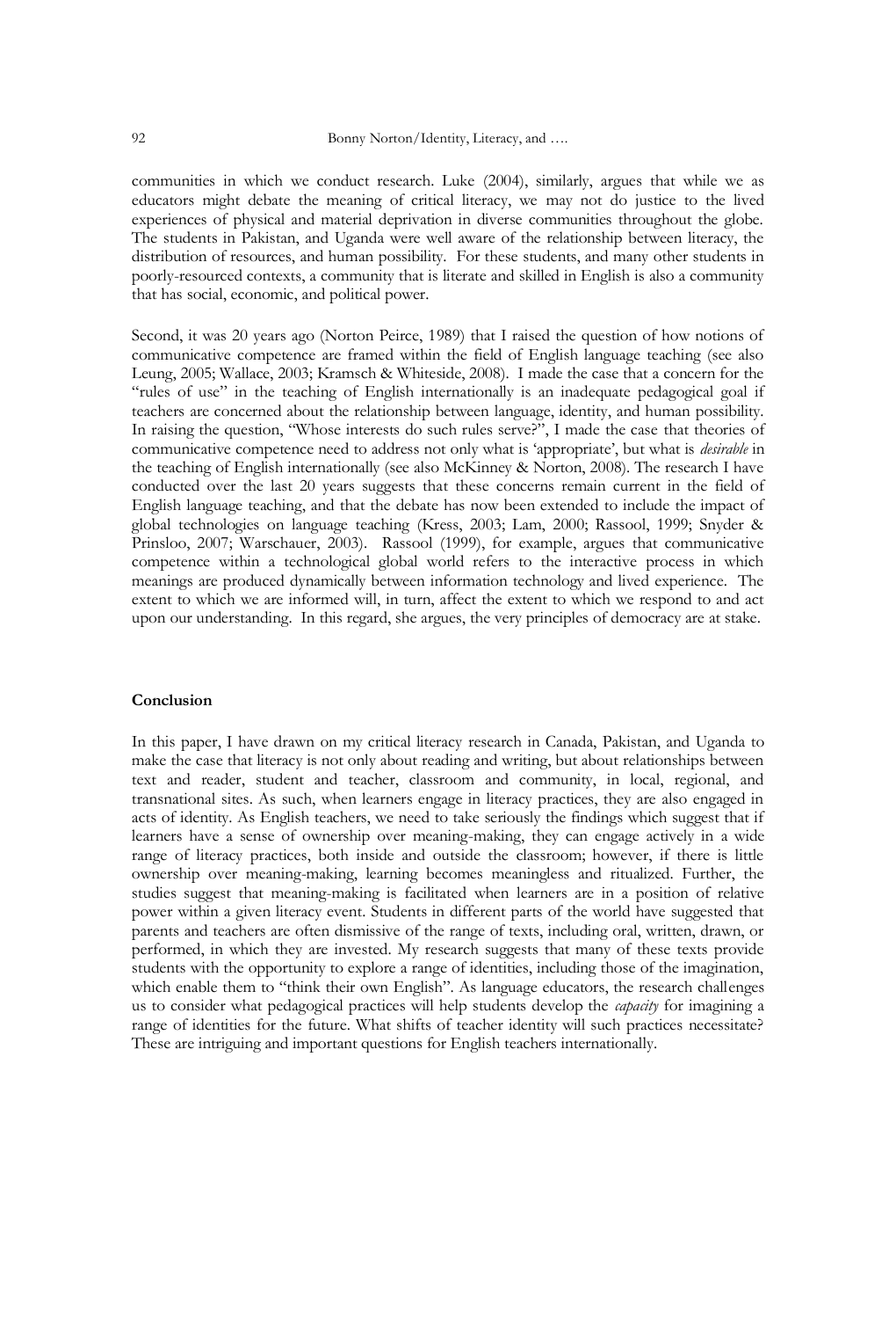communities in which we conduct research. Luke (2004), similarly, argues that while we as educators might debate the meaning of critical literacy, we may not do justice to the lived experiences of physical and material deprivation in diverse communities throughout the globe. The students in Pakistan, and Uganda were well aware of the relationship between literacy, the distribution of resources, and human possibility. For these students, and many other students in poorly-resourced contexts, a community that is literate and skilled in English is also a community that has social, economic, and political power.

Second, it was 20 years ago (Norton Peirce, 1989) that I raised the question of how notions of communicative competence are framed within the field of English language teaching (see also Leung, 2005; Wallace, 2003; Kramsch & Whiteside, 2008). I made the case that a concern for the "rules of use" in the teaching of English internationally is an inadequate pedagogical goal if teachers are concerned about the relationship between language, identity, and human possibility. In raising the question, "Whose interests do such rules serve?", I made the case that theories of communicative competence need to address not only what is 'appropriate', but what is *desirable* in the teaching of English internationally (see also McKinney & Norton, 2008). The research I have conducted over the last 20 years suggests that these concerns remain current in the field of English language teaching, and that the debate has now been extended to include the impact of global technologies on language teaching (Kress, 2003; Lam, 2000; Rassool, 1999; Snyder & Prinsloo, 2007; Warschauer, 2003). Rassool (1999), for example, argues that communicative competence within a technological global world refers to the interactive process in which meanings are produced dynamically between information technology and lived experience. The extent to which we are informed will, in turn, affect the extent to which we respond to and act upon our understanding. In this regard, she argues, the very principles of democracy are at stake.

## Conclusion

In this paper, I have drawn on my critical literacy research in Canada, Pakistan, and Uganda to make the case that literacy is not only about reading and writing, but about relationships between text and reader, student and teacher, classroom and community, in local, regional, and transnational sites. As such, when learners engage in literacy practices, they are also engaged in acts of identity. As English teachers, we need to take seriously the findings which suggest that if learners have a sense of ownership over meaning-making, they can engage actively in a wide range of literacy practices, both inside and outside the classroom; however, if there is little ownership over meaning-making, learning becomes meaningless and ritualized. Further, the studies suggest that meaning-making is facilitated when learners are in a position of relative power within a given literacy event. Students in different parts of the world have suggested that parents and teachers are often dismissive of the range of texts, including oral, written, drawn, or performed, in which they are invested. My research suggests that many of these texts provide students with the opportunity to explore a range of identities, including those of the imagination, which enable them to "think their own English". As language educators, the research challenges us to consider what pedagogical practices will help students develop the *capacity* for imagining a range of identities for the future. What shifts of teacher identity will such practices necessitate? These are intriguing and important questions for English teachers internationally.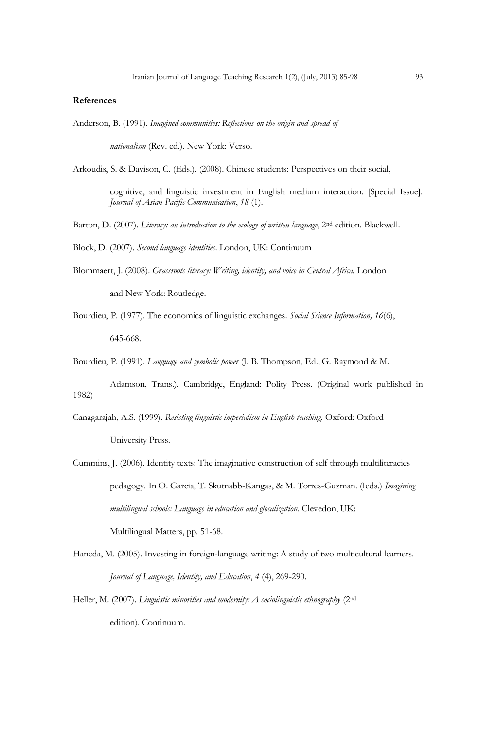**References**

Anderson, B. (1991). *Imagined communities: Reflections on the origin and spread of nationalism* (Rev. ed.). New York: Verso.

Arkoudis, S. & Davison, C. (Eds.). (2008). Chinese students: Perspectives on their social, cognitive, and linguistic investment in English medium interaction. [Special Issue]. *Journal of Asian Pacific Communication*, *18* (1).

Barton, D. (2007). *Literacy: an introduction to the ecology of written language*, 2nd edition. Blackwell.

Block, D. (2007). *Second language identities*. London, UK: Continuum

Blommaert, J. (2008). *Grassroots literacy: Writing, identity, and voice in Central Africa.* London and New York: Routledge.

Bourdieu, P. (1977). The economics of linguistic exchanges. *Social Science Information, 16*(6), 645-668.

Bourdieu, P. (1991). *Language and symbolic power* (J. B. Thompson, Ed.; G. Raymond & M. Adamson, Trans.). Cambridge, England: Polity Press. (Original work published in 1982)

Canagarajah, A.S. (1999). *Resisting linguistic imperialism in English teaching.* Oxford: Oxford University Press.

Cummins, J. (2006). Identity texts: The imaginative construction of self through multiliteracies pedagogy. In O. Garcia, T. Skutnabb-Kangas, & M. Torres-Guzman. (Ieds.) *Imagining multilingual schools: Language in education and glocalization.* Clevedon, UK: Multilingual Matters, pp. 51-68.

Haneda, M. (2005). Investing in foreign-language writing: A study of two multicultural learners. *Journal of Language, Identity, and Education*, *4* (4), 269-290.

Heller, M. (2007). *Linguistic minorities and modernity: A sociolinguistic ethnography* (2nd edition). Continuum.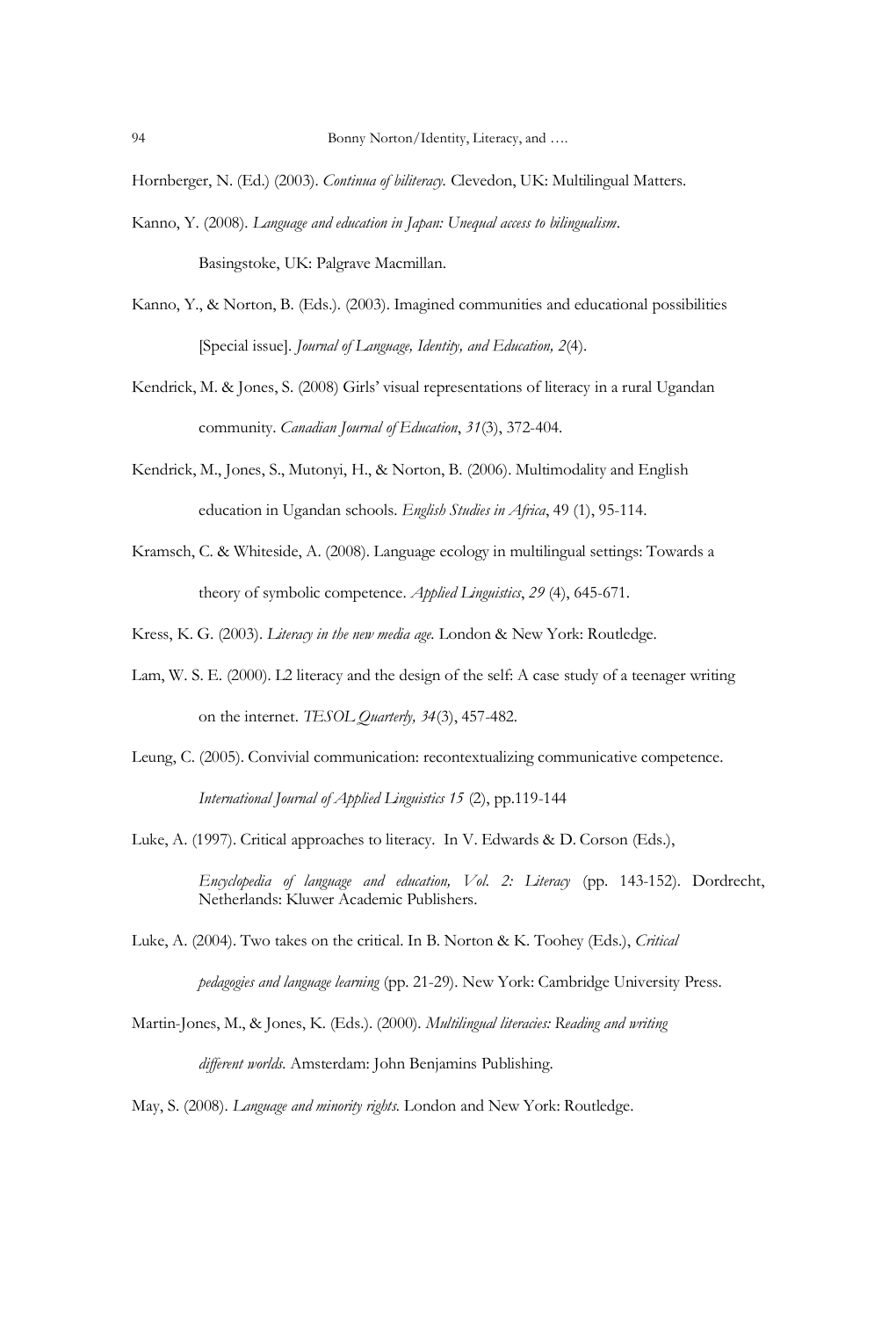Hornberger, N. (Ed.) (2003). *Continua of biliteracy.* Clevedon, UK: Multilingual Matters.

Kanno, Y. (2008). *Language and education in Japan: Unequal access to bilingualism*. Basingstoke, UK: Palgrave Macmillan.

Kanno, Y., & Norton, B. (Eds.). (2003). Imagined communities and educational possibilities [Special issue]. *Journal of Language, Identity, and Education, 2*(4).

Kendrick, M. & Jones, S. (2008) Girls' visual representations of literacy in a rural Ugandan community. *Canadian Journal of Education*, *31*(3), 372-404.

Kendrick, M., Jones, S., Mutonyi, H., & Norton, B. (2006). Multimodality and English education in Ugandan schools. *English Studies in Africa*, 49 (1), 95-114.

Kramsch, C. & Whiteside, A. (2008). Language ecology in multilingual settings: Towards a theory of symbolic competence. *Applied Linguistics*, *29* (4), 645-671.

Kress, K. G. (2003). *Literacy in the new media age.* London & New York: Routledge.

Lam, W. S. E. (2000). L2 literacy and the design of the self: A case study of a teenager writing on the internet. *TESOL Quarterly, 34*(3), 457-482.

Leung, C. (2005). Convivial communication: recontextualizing communicative competence. *International Journal of Applied Linguistics 15* (2), pp.119-144

Luke, A. (1997). Critical approaches to literacy. In V. Edwards & D. Corson (Eds.), *Encyclopedia of language and education, Vol. 2: Literacy* (pp. 143-152). Dordrecht, Netherlands: Kluwer Academic Publishers.

Luke, A. (2004). Two takes on the critical. In B. Norton & K. Toohey (Eds.), *Critical pedagogies and language learning* (pp. 21-29). New York: Cambridge University Press.

Martin-Jones, M., & Jones, K. (Eds.). (2000). *Multilingual literacies: Reading and writing different worlds.* Amsterdam: John Benjamins Publishing.

May, S. (2008). *Language and minority rights.* London and New York: Routledge.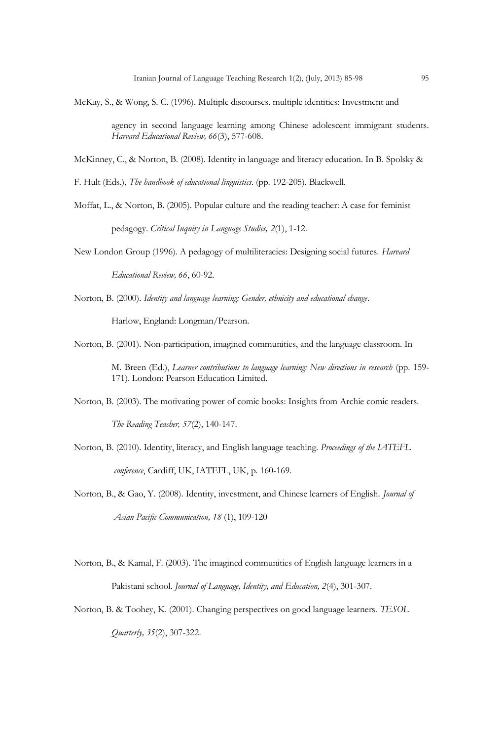McKay, S., & Wong, S. C. (1996). Multiple discourses, multiple identities: Investment and agency in second language learning among Chinese adolescent immigrant students. *Harvard Educational Review, 66*(3), 577-608.

McKinney, C., & Norton, B. (2008). Identity in language and literacy education. In B. Spolsky & F. Hult (Eds.), *The handbook of educational linguistics*. (pp. 192-205). Blackwell.

Moffat, L., & Norton, B. (2005). Popular culture and the reading teacher: A case for feminist pedagogy. *Critical Inquiry in Language Studies, 2*(1), 1-12.

New London Group (1996). A pedagogy of multiliteracies: Designing social futures. *Harvard Educational Review, 66*, 60-92.

Norton, B. (2000). *Identity and language learning: Gender, ethnicity and educational change*. Harlow, England: Longman/Pearson.

Norton, B. (2001). Non-participation, imagined communities, and the language classroom. In M. Breen (Ed.), *Learner contributions to language learning: New directions in research* (pp. 159-171). London: Pearson Education Limited.

Norton, B. (2003). The motivating power of comic books: Insights from Archie comic readers. *The Reading Teacher, 57*(2), 140-147.

Norton, B. (2010). Identity, literacy, and English language teaching. *Proceedings of the IATEFL conference*, Cardiff, UK, IATEFL, UK, p. 160-169.

Norton, B., & Gao, Y. (2008). Identity, investment, and Chinese learners of English. *Journal of Asian Pacific Communication, 18* (1), 109-120

Norton, B., & Kamal, F. (2003). The imagined communities of English language learners in a Pakistani school. *Journal of Language, Identity, and Education, 2*(4), 301-307.

Norton, B. & Toohey, K. (2001). Changing perspectives on good language learners. *TESOL Quarterly, 35*(2), 307-322.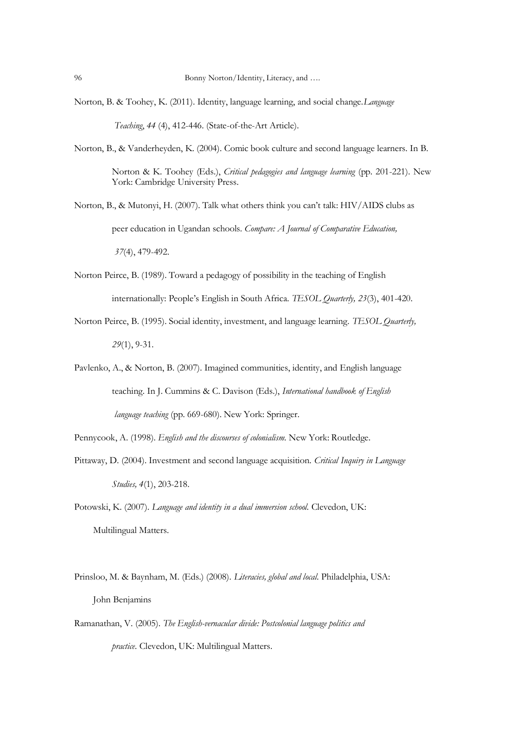Norton, B. & Toohey, K. (2011). Identity, language learning, and social change.*Language Teaching*, *44* (4), 412-446. (State-of-the-Art Article).

Norton, B., & Vanderheyden, K. (2004). Comic book culture and second language learners. In B. Norton & K. Toohey (Eds.), *Critical pedagogies and language learning* (pp. 201-221). New York: Cambridge University Press.

Norton, B., & Mutonyi, H. (2007). Talk what others think you can't talk: HIV/AIDS clubs as peer education in Ugandan schools. *Compare: A Journal of Comparative Education, 37*(4), 479-492.

Norton Peirce, B. (1989). Toward a pedagogy of possibility in the teaching of English internationally: People's English in South Africa. *TESOL Quarterly, 23*(3), 401-420.

Norton Peirce, B. (1995). Social identity, investment, and language learning. *TESOL Quarterly, 29*(1), 9-31.

Pavlenko, A., & Norton, B. (2007). Imagined communities, identity, and English language teaching. In J. Cummins & C. Davison (Eds.), *International handbook of English language teaching* (pp. 669-680). New York: Springer.

Pennycook, A. (1998). *English and the discourses of colonialism.* New York: Routledge.

Pittaway, D. (2004). Investment and second language acquisition. *Critical Inquiry in Language Studies, 4*(1), 203-218.

Potowski, K. (2007). *Language and identity in a dual immersion school.* Clevedon, UK: Multilingual Matters.

Prinsloo, M. & Baynham, M. (Eds.) (2008). *Literacies, global and local.* Philadelphia, USA: John Benjamins

Ramanathan, V. (2005). *The English-vernacular divide: Postcolonial language politics and practice.* Clevedon, UK: Multilingual Matters.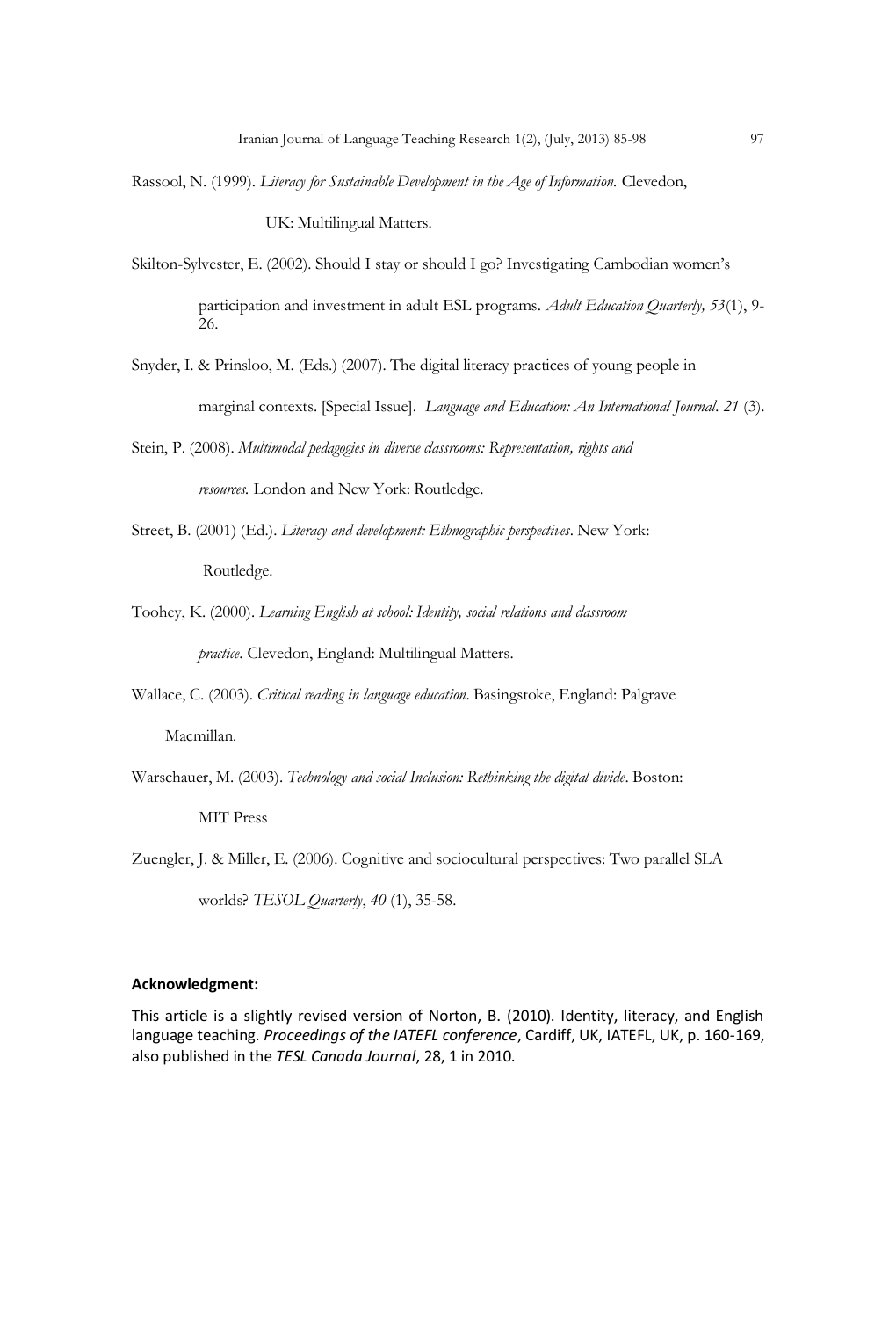Rassool, N. (1999). *Literacy for Sustainable Development in the Age of Information.* Clevedon, UK: Multilingual Matters.

Skilton-Sylvester, E. (2002). Should I stay or should I go? Investigating Cambodian women's participation and investment in adult ESL programs. *Adult Education Quarterly, 53*(1), 9-26.

Snyder, I. & Prinsloo, M. (Eds.) (2007). The digital literacy practices of young people in marginal contexts. [Special Issue]. *Language and Education: An International Journal. 21* (3).

Stein, P. (2008). *Multimodal pedagogies in diverse classrooms: Representation, rights and resources.* London and New York: Routledge.

Street, B. (2001) (Ed.). *Literacy and development: Ethnographic perspectives*. New York: Routledge.

Toohey, K. (2000). *Learning English at school: Identity, social relations and classroom practice*. Clevedon, England: Multilingual Matters.

Wallace, C. (2003). *Critical reading in language education*. Basingstoke, England: Palgrave Macmillan.

Warschauer, M. (2003). *Technology and social Inclusion: Rethinking the digital divide*. Boston: MIT Press

Zuengler, J. & Miller, E. (2006). Cognitive and sociocultural perspectives: Two parallel SLA worlds? *TESOL Quarterly*, *40* (1), 35-58.

**Acknowledgment:**

This article is a slightly revised version of Norton, B. (2010). Identity, literacy, and English language teaching. *Proceedings of the IATEFL conference*, Cardiff, UK, IATEFL, UK, p. 160-169, also published in the *TESL Canada Journal*, 28, 1 in 2010.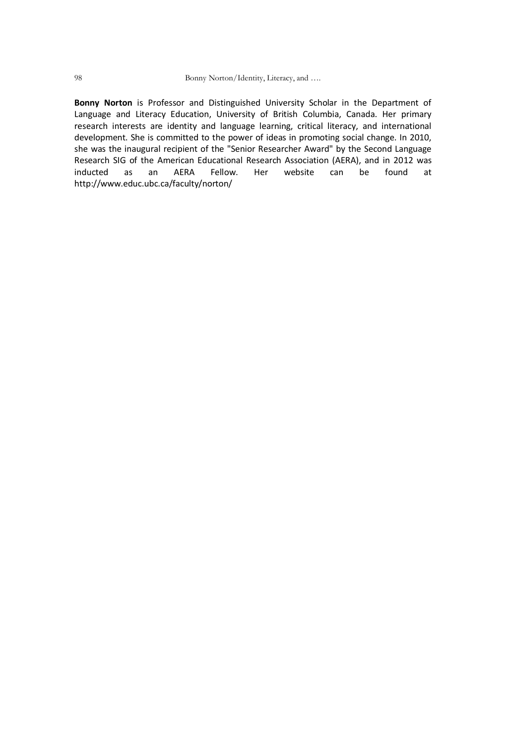**Bonny Norton** is Professor and Distinguished University Scholar in the Department of Language and Literacy Education, University of British Columbia, Canada. Her primary research interests are identity and language learning, critical literacy, and international development. She is committed to the power of ideas in promoting social change. In 2010, she was the inaugural recipient of the "Senior Researcher Award" by the Second Language Research SIG of the American Educational Research Association (AERA), and in 2012 was inducted as an AERA Fellow. Her website can be found at http://www.educ.ubc.ca/faculty/norton/